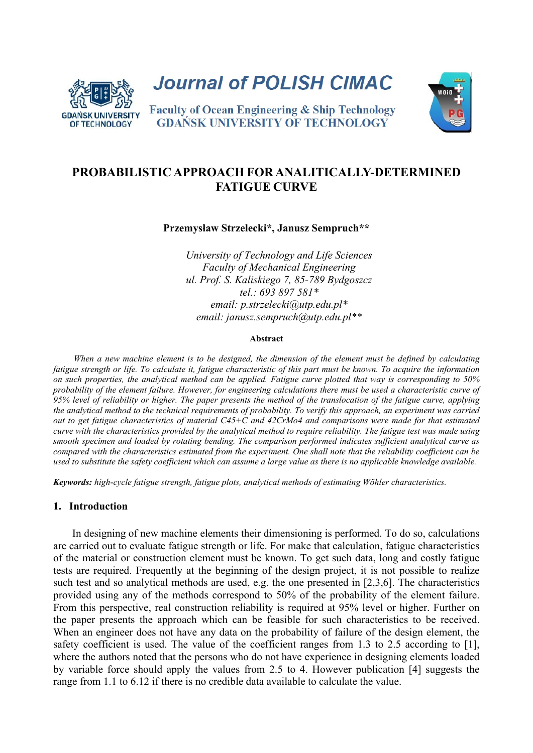# PROBABILISTIC APPROACH FOR ANALITICALLY-DETERMINED FATIGUE CURVE

**Przemysław Strzelecki\*, Janusz Sempruch\*\***

*University of Technology and Life Sciences*
*Faculty of Mechanical Engineering*
*ul. Prof. S. Kaliskiego 7, 85-789 Bydgoszcz*
*tel.: 693 897 581\**
*email: p.strzelecki@utp.edu.pl\**
*email: janusz.sempruch@utp.edu.pl\*\**

**Abstract**

*When a new machine element is to be designed, the dimension of the element must be defined by calculating fatigue strength or life. To calculate it, fatigue characteristic of this part must be known. To acquire the information on such properties, the analytical method can be applied. Fatigue curve plotted that way is corresponding to 50% probability of the element failure. However, for engineering calculations there must be used a characteristic curve of 95% level of reliability or higher. The paper presents the method of the translocation of the fatigue curve, applying the analytical method to the technical requirements of probability. To verify this approach, an experiment was carried out to get fatigue characteristics of material C45+C and 42CrMo4 and comparisons were made for that estimated curve with the characteristics provided by the analytical method to require reliability. The fatigue test was made using smooth specimen and loaded by rotating bending. The comparison performed indicates sufficient analytical curve as compared with the characteristics estimated from the experiment. One shall note that the reliability coefficient can be used to substitute the safety coefficient which can assume a large value as there is no applicable knowledge available.*

***Keywords:*** *high-cycle fatigue strength, fatigue plots, analytical methods of estimating Wöhler characteristics.*

## 1. Introduction

In designing of new machine elements their dimensioning is performed. To do so, calculations are carried out to evaluate fatigue strength or life. For make that calculation, fatigue characteristics of the material or construction element must be known. To get such data, long and costly fatigue tests are required. Frequently at the beginning of the design project, it is not possible to realize such test and so analytical methods are used, e.g. the one presented in [2,3,6]. The characteristics provided using any of the methods correspond to 50% of the probability of the element failure. From this perspective, real construction reliability is required at 95% level or higher. Further on the paper presents the approach which can be feasible for such characteristics to be received. When an engineer does not have any data on the probability of failure of the design element, the safety coefficient is used. The value of the coefficient ranges from 1.3 to 2.5 according to [1], where the authors noted that the persons who do not have experience in designing elements loaded by variable force should apply the values from 2.5 to 4. However publication [4] suggests the range from 1.1 to 6.12 if there is no credible data available to calculate the value.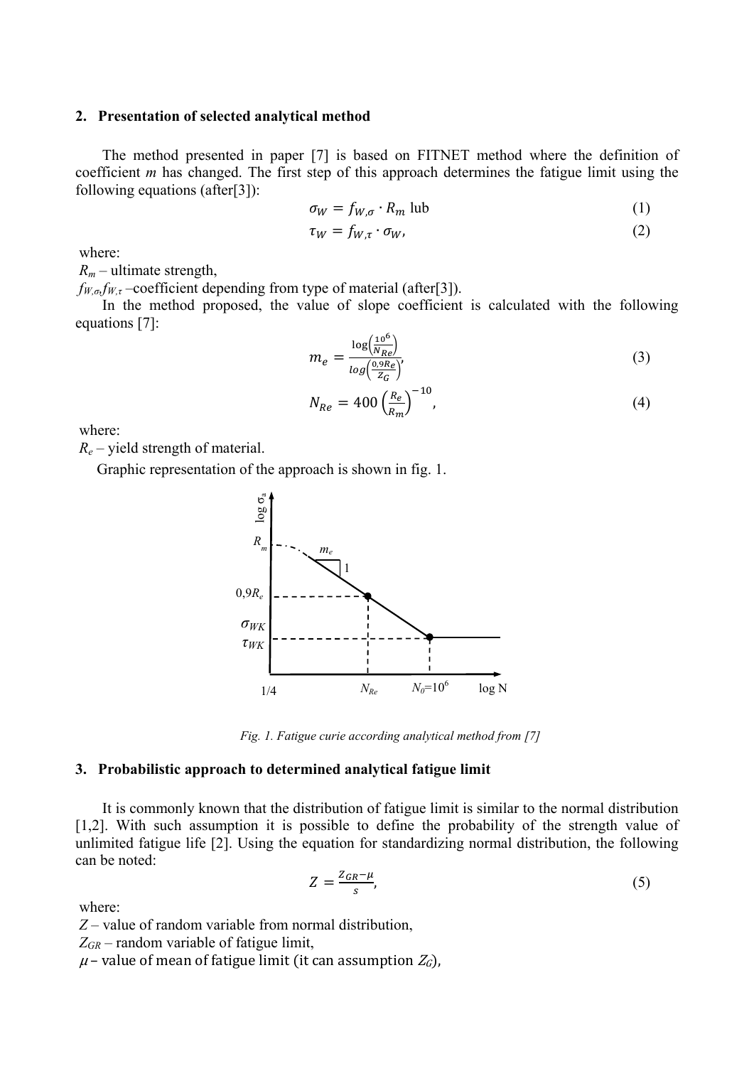## 2. Presentation of selected analytical method

The method presented in paper [7] is based on FITNET method where the definition of coefficient *m* has changed. The first step of this approach determines the fatigue limit using the following equations (after[3]):

$$\sigma_W = f_{W,\sigma} \cdot R_m \text{ lub} \tag{1}$$

$$\tau_W = f_{W,\tau} \cdot \sigma_W, \tag{2}$$

where:
$R_m$ – ultimate strength,
$f_{W,\sigma}, f_{W,\tau}$ –coefficient depending from type of material (after[3]).

In the method proposed, the value of slope coefficient is calculated with the following equations [7]:

$$m_e = \frac{\log\left(\frac{10^6}{N_{Re}}\right)}{\log\left(\frac{0{,}9R_e}{Z_G}\right)}, \tag{3}$$

$$N_{Re} = 400\left(\frac{R_e}{R_m}\right)^{-10}, \tag{4}$$

where:
$R_e$ – yield strength of material.

Graphic representation of the approach is shown in fig. 1.

*Fig. 1. Fatigue curie according analytical method from [7]*

## 3. Probabilistic approach to determined analytical fatigue limit

It is commonly known that the distribution of fatigue limit is similar to the normal distribution [1,2]. With such assumption it is possible to define the probability of the strength value of unlimited fatigue life [2]. Using the equation for standardizing normal distribution, the following can be noted:

$$Z = \frac{Z_{GR} - \mu}{s}, \tag{5}$$

where:
$Z$ – value of random variable from normal distribution,
$Z_{GR}$ – random variable of fatigue limit,
$\mu$ – value of mean of fatigue limit (it can assumption $Z_G$),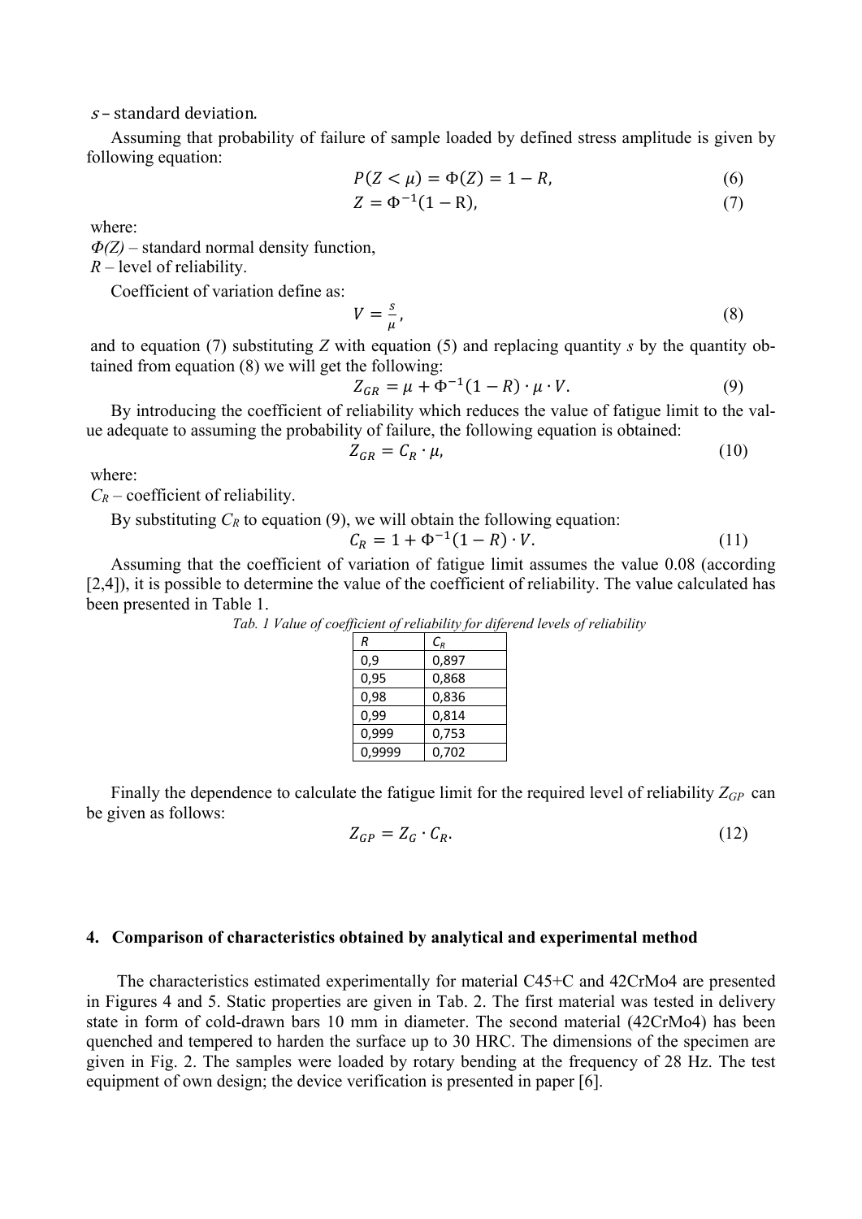$s$ – standard deviation.

Assuming that probability of failure of sample loaded by defined stress amplitude is given by following equation:

$$P(Z < \mu) = \Phi(Z) = 1 - R, \tag{6}$$

$$Z = \Phi^{-1}(1 - \mathrm{R}), \tag{7}$$

where:
$\Phi(Z)$ – standard normal density function,
$R$ – level of reliability.

Coefficient of variation define as:

$$V = \frac{s}{\mu}, \tag{8}$$

and to equation (7) substituting $Z$ with equation (5) and replacing quantity $s$ by the quantity obtained from equation (8) we will get the following:

$$Z_{GR} = \mu + \Phi^{-1}(1 - R) \cdot \mu \cdot V. \tag{9}$$

By introducing the coefficient of reliability which reduces the value of fatigue limit to the value adequate to assuming the probability of failure, the following equation is obtained:

$$Z_{GR} = C_R \cdot \mu, \tag{10}$$

where:
$C_R$ – coefficient of reliability.

By substituting $C_R$ to equation (9), we will obtain the following equation:

$$C_R = 1 + \Phi^{-1}(1 - R) \cdot V. \tag{11}$$

Assuming that the coefficient of variation of fatigue limit assumes the value 0.08 (according [2,4]), it is possible to determine the value of the coefficient of reliability. The value calculated has been presented in Table 1.

*Tab. 1 Value of coefficient of reliability for diferend levels of reliability*

| $R$ | $C_R$ |
|---|---|
| 0,9 | 0,897 |
| 0,95 | 0,868 |
| 0,98 | 0,836 |
| 0,99 | 0,814 |
| 0,999 | 0,753 |
| 0,9999 | 0,702 |

Finally the dependence to calculate the fatigue limit for the required level of reliability $Z_{GP}$ can be given as follows:

$$Z_{GP} = Z_G \cdot C_R. \tag{12}$$

## 4. Comparison of characteristics obtained by analytical and experimental method

The characteristics estimated experimentally for material C45+C and 42CrMo4 are presented in Figures 4 and 5. Static properties are given in Tab. 2. The first material was tested in delivery state in form of cold-drawn bars 10 mm in diameter. The second material (42CrMo4) has been quenched and tempered to harden the surface up to 30 HRC. The dimensions of the specimen are given in Fig. 2. The samples were loaded by rotary bending at the frequency of 28 Hz. The test equipment of own design; the device verification is presented in paper [6].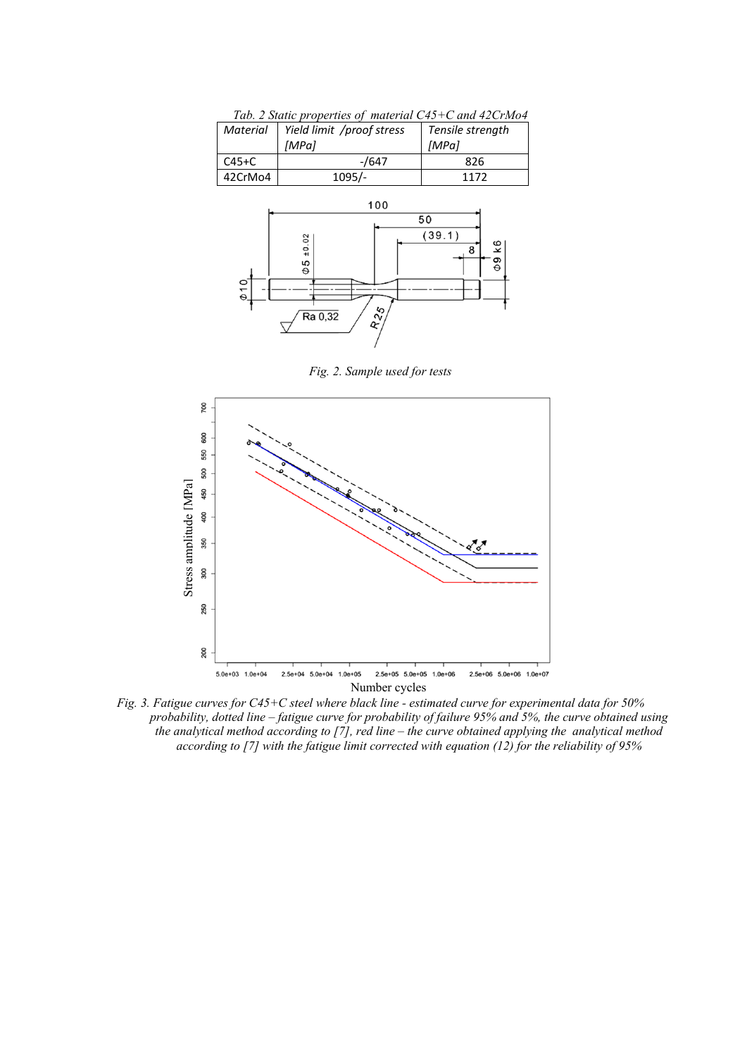*Tab. 2 Static properties of material C45+C and 42CrMo4*

| Material | Yield limit /proof stress [MPa] | Tensile strength [MPa] |
|---|---|---|
| C45+C | -/647 | 826 |
| 42CrMo4 | 1095/- | 1172 |

*Fig. 2. Sample used for tests*

*Fig. 3. Fatigue curves for C45+C steel where black line - estimated curve for experimental data for 50% probability, dotted line – fatigue curve for probability of failure 95% and 5%, the curve obtained using the analytical method according to [7], red line – the curve obtained applying the analytical method according to [7] with the fatigue limit corrected with equation (12) for the reliability of 95%*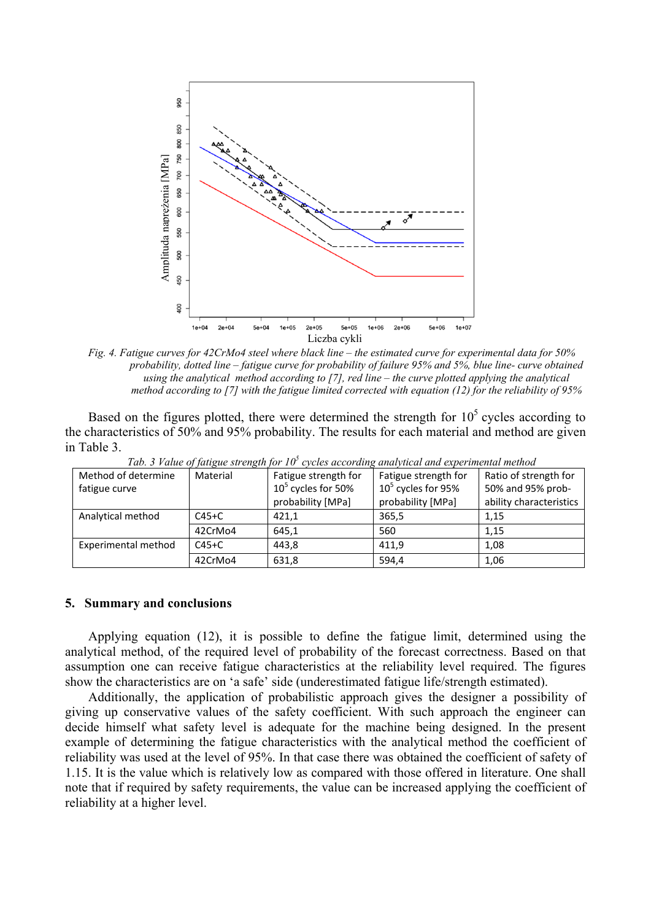Fig. 4. Fatigue curves for 42CrMo4 steel where black line – the estimated curve for experimental data for 50% probability, dotted line – fatigue curve for probability of failure 95% and 5%, blue line- curve obtained using the analytical method according to [7], red line – the curve plotted applying the analytical method according to [7] with the fatigue limited corrected with equation (12) for the reliability of 95%

Based on the figures plotted, there were determined the strength for $10^5$ cycles according to the characteristics of 50% and 95% probability. The results for each material and method are given in Table 3.

*Tab. 3 Value of fatigue strength for $10^5$ cycles according analytical and experimental method*

| Method of determine fatigue curve | Material | Fatigue strength for $10^5$ cycles for 50% probability [MPa] | Fatigue strength for $10^5$ cycles for 95% probability [MPa] | Ratio of strength for 50% and 95% probability characteristics |
|---|---|---|---|---|
| Analytical method | C45+C | 421,1 | 365,5 | 1,15 |
| | 42CrMo4 | 645,1 | 560 | 1,15 |
| Experimental method | C45+C | 443,8 | 411,9 | 1,08 |
| | 42CrMo4 | 631,8 | 594,4 | 1,06 |

## 5. Summary and conclusions

Applying equation (12), it is possible to define the fatigue limit, determined using the analytical method, of the required level of probability of the forecast correctness. Based on that assumption one can receive fatigue characteristics at the reliability level required. The figures show the characteristics are on 'a safe' side (underestimated fatigue life/strength estimated).

Additionally, the application of probabilistic approach gives the designer a possibility of giving up conservative values of the safety coefficient. With such approach the engineer can decide himself what safety level is adequate for the machine being designed. In the present example of determining the fatigue characteristics with the analytical method the coefficient of reliability was used at the level of 95%. In that case there was obtained the coefficient of safety of 1.15. It is the value which is relatively low as compared with those offered in literature. One shall note that if required by safety requirements, the value can be increased applying the coefficient of reliability at a higher level.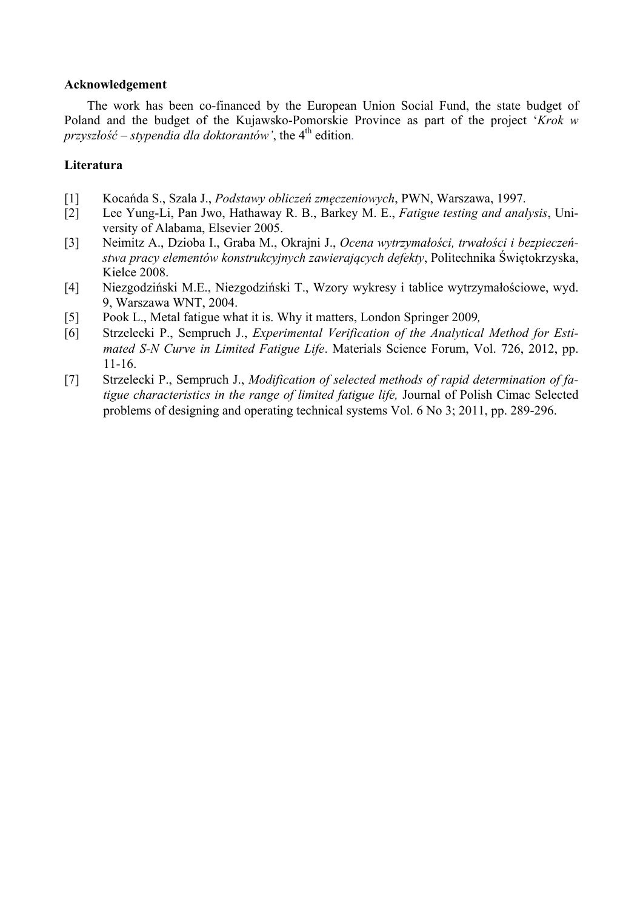**Acknowledgement**

The work has been co-financed by the European Union Social Fund, the state budget of Poland and the budget of the Kujawsko-Pomorskie Province as part of the project '*Krok w przyszłość – stypendia dla doktorantów'*, the 4th edition.

**Literatura**

[1] Kocańda S., Szala J., *Podstawy obliczeń zmęczeniowych*, PWN, Warszawa, 1997.

[2] Lee Yung-Li, Pan Jwo, Hathaway R. B., Barkey M. E., *Fatigue testing and analysis*, University of Alabama, Elsevier 2005.

[3] Neimitz A., Dzioba I., Graba M., Okrajni J., *Ocena wytrzymałości, trwałości i bezpieczeństwa pracy elementów konstrukcyjnych zawierających defekty*, Politechnika Świętokrzyska, Kielce 2008.

[4] Niezgodziński M.E., Niezgodziński T., Wzory wykresy i tablice wytrzymałościowe, wyd. 9, Warszawa WNT, 2004.

[5] Pook L., Metal fatigue what it is. Why it matters, London Springer 2009*,*

[6] Strzelecki P., Sempruch J., *Experimental Verification of the Analytical Method for Estimated S-N Curve in Limited Fatigue Life*. Materials Science Forum, Vol. 726, 2012, pp. 11-16.

[7] Strzelecki P., Sempruch J., *Modification of selected methods of rapid determination of fatigue characteristics in the range of limited fatigue life,* Journal of Polish Cimac Selected problems of designing and operating technical systems Vol. 6 No 3; 2011, pp. 289-296.